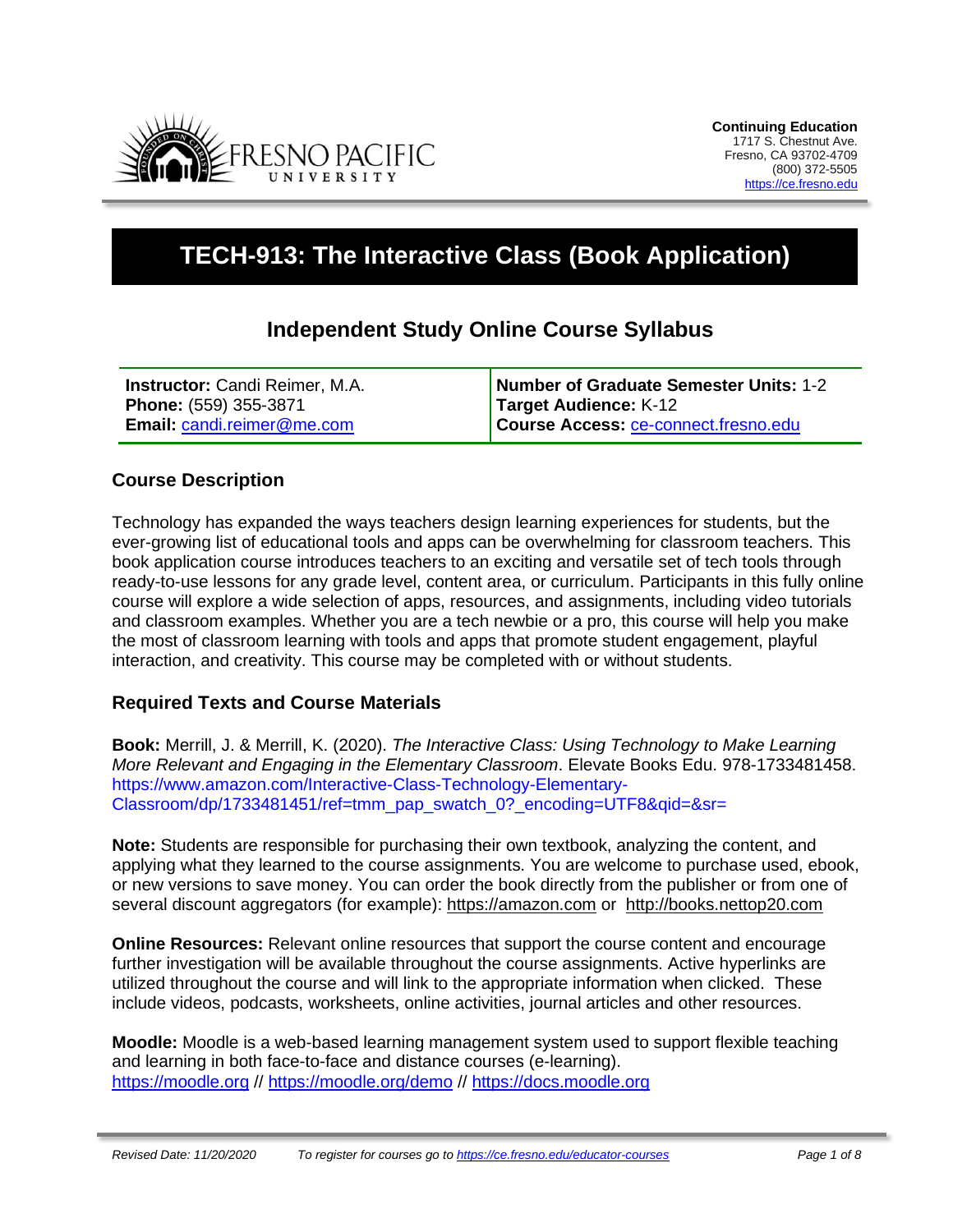**Continuing Education**
1717 S. Chestnut Ave.
Fresno, CA 93702-4709
(800) 372-5505
https://ce.fresno.edu

# TECH-913: The Interactive Class (Book Application)

## Independent Study Online Course Syllabus

| **Instructor:** Candi Reimer, M.A. | **Number of Graduate Semester Units:** 1-2 |
| --- | --- |
| **Phone:** (559) 355-3871 | **Target Audience:** K-12 |
| **Email:** candi.reimer@me.com | **Course Access:** ce-connect.fresno.edu |

### Course Description

Technology has expanded the ways teachers design learning experiences for students, but the ever-growing list of educational tools and apps can be overwhelming for classroom teachers. This book application course introduces teachers to an exciting and versatile set of tech tools through ready-to-use lessons for any grade level, content area, or curriculum. Participants in this fully online course will explore a wide selection of apps, resources, and assignments, including video tutorials and classroom examples. Whether you are a tech newbie or a pro, this course will help you make the most of classroom learning with tools and apps that promote student engagement, playful interaction, and creativity. This course may be completed with or without students.

### Required Texts and Course Materials

**Book:** Merrill, J. & Merrill, K. (2020). *The Interactive Class: Using Technology to Make Learning More Relevant and Engaging in the Elementary Classroom*. Elevate Books Edu. 978-1733481458. https://www.amazon.com/Interactive-Class-Technology-Elementary-Classroom/dp/1733481451/ref=tmm_pap_swatch_0?_encoding=UTF8&qid=&sr=

**Note:** Students are responsible for purchasing their own textbook, analyzing the content, and applying what they learned to the course assignments. You are welcome to purchase used, ebook, or new versions to save money. You can order the book directly from the publisher or from one of several discount aggregators (for example): https://amazon.com or http://books.nettop20.com

**Online Resources:** Relevant online resources that support the course content and encourage further investigation will be available throughout the course assignments. Active hyperlinks are utilized throughout the course and will link to the appropriate information when clicked. These include videos, podcasts, worksheets, online activities, journal articles and other resources.

**Moodle:** Moodle is a web-based learning management system used to support flexible teaching and learning in both face-to-face and distance courses (e-learning). https://moodle.org // https://moodle.org/demo // https://docs.moodle.org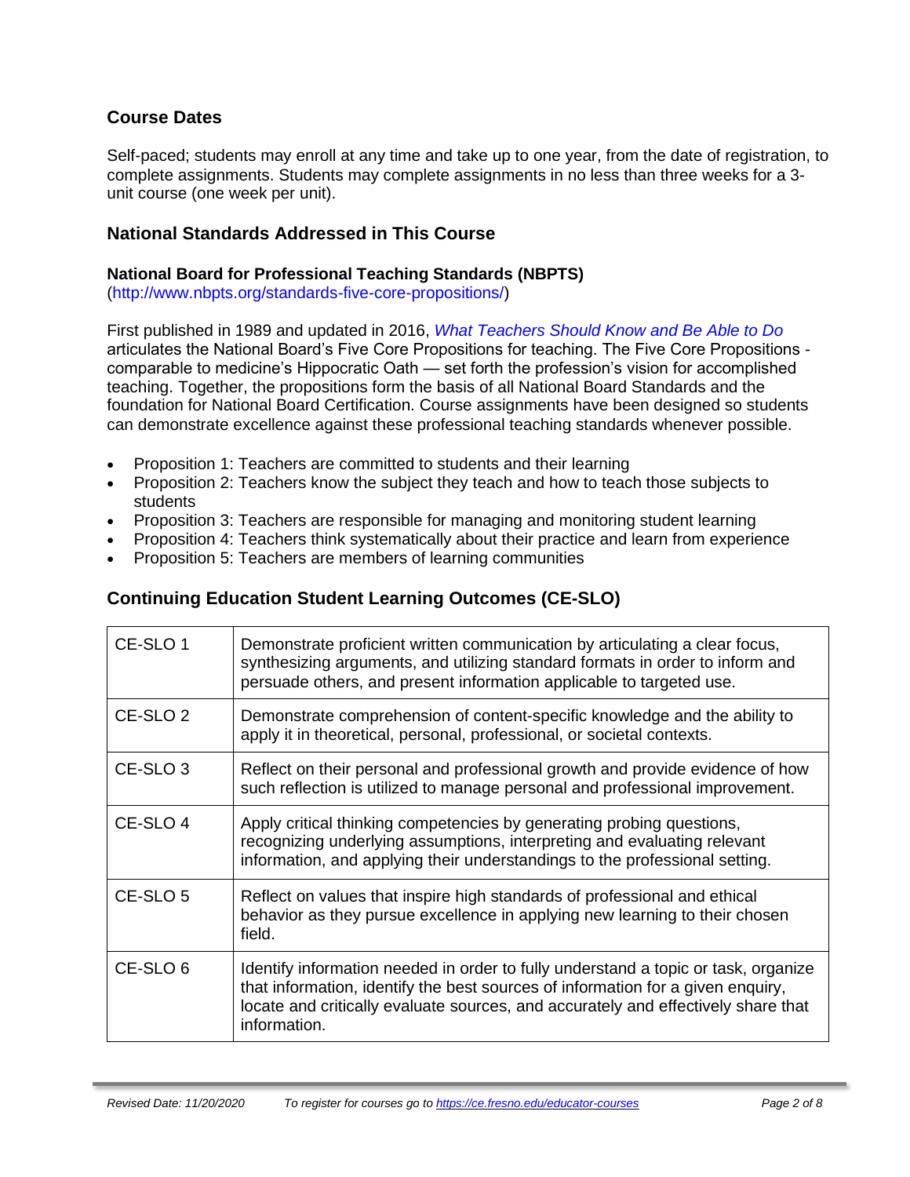## Course Dates

Self-paced; students may enroll at any time and take up to one year, from the date of registration, to complete assignments. Students may complete assignments in no less than three weeks for a 3-unit course (one week per unit).

## National Standards Addressed in This Course

### National Board for Professional Teaching Standards (NBPTS)

(http://www.nbpts.org/standards-five-core-propositions/)

First published in 1989 and updated in 2016, *What Teachers Should Know and Be Able to Do* articulates the National Board's Five Core Propositions for teaching. The Five Core Propositions - comparable to medicine's Hippocratic Oath — set forth the profession's vision for accomplished teaching. Together, the propositions form the basis of all National Board Standards and the foundation for National Board Certification. Course assignments have been designed so students can demonstrate excellence against these professional teaching standards whenever possible.

- Proposition 1: Teachers are committed to students and their learning
- Proposition 2: Teachers know the subject they teach and how to teach those subjects to students
- Proposition 3: Teachers are responsible for managing and monitoring student learning
- Proposition 4: Teachers think systematically about their practice and learn from experience
- Proposition 5: Teachers are members of learning communities

## Continuing Education Student Learning Outcomes (CE-SLO)

| | |
|---|---|
| CE-SLO 1 | Demonstrate proficient written communication by articulating a clear focus, synthesizing arguments, and utilizing standard formats in order to inform and persuade others, and present information applicable to targeted use. |
| CE-SLO 2 | Demonstrate comprehension of content-specific knowledge and the ability to apply it in theoretical, personal, professional, or societal contexts. |
| CE-SLO 3 | Reflect on their personal and professional growth and provide evidence of how such reflection is utilized to manage personal and professional improvement. |
| CE-SLO 4 | Apply critical thinking competencies by generating probing questions, recognizing underlying assumptions, interpreting and evaluating relevant information, and applying their understandings to the professional setting. |
| CE-SLO 5 | Reflect on values that inspire high standards of professional and ethical behavior as they pursue excellence in applying new learning to their chosen field. |
| CE-SLO 6 | Identify information needed in order to fully understand a topic or task, organize that information, identify the best sources of information for a given enquiry, locate and critically evaluate sources, and accurately and effectively share that information. |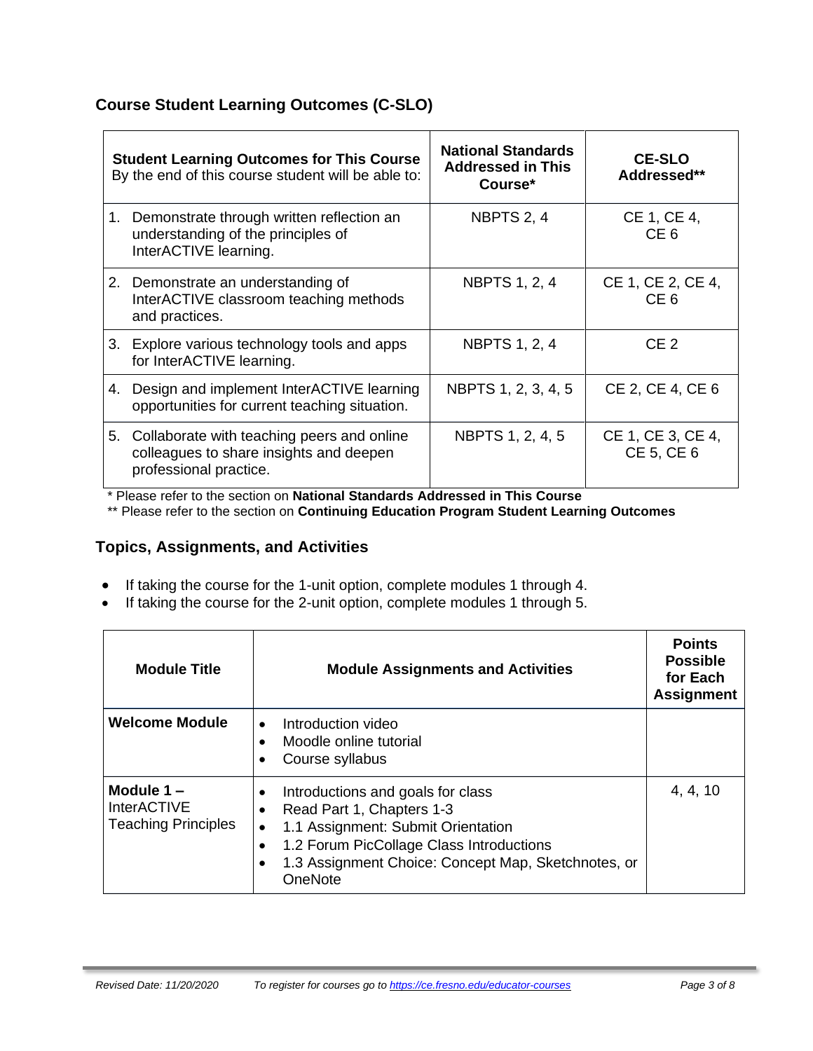## Course Student Learning Outcomes (C-SLO)

| **Student Learning Outcomes for This Course** By the end of this course student will be able to: | **National Standards Addressed in This Course*** | **CE-SLO Addressed**** |
|---|---|---|
| 1. Demonstrate through written reflection an understanding of the principles of InterACTIVE learning. | NBPTS 2, 4 | CE 1, CE 4, CE 6 |
| 2. Demonstrate an understanding of InterACTIVE classroom teaching methods and practices. | NBPTS 1, 2, 4 | CE 1, CE 2, CE 4, CE 6 |
| 3. Explore various technology tools and apps for InterACTIVE learning. | NBPTS 1, 2, 4 | CE 2 |
| 4. Design and implement InterACTIVE learning opportunities for current teaching situation. | NBPTS 1, 2, 3, 4, 5 | CE 2, CE 4, CE 6 |
| 5. Collaborate with teaching peers and online colleagues to share insights and deepen professional practice. | NBPTS 1, 2, 4, 5 | CE 1, CE 3, CE 4, CE 5, CE 6 |

* Please refer to the section on **National Standards Addressed in This Course**

** Please refer to the section on **Continuing Education Program Student Learning Outcomes**

## Topics, Assignments, and Activities

- If taking the course for the 1-unit option, complete modules 1 through 4.
- If taking the course for the 2-unit option, complete modules 1 through 5.

| **Module Title** | **Module Assignments and Activities** | **Points Possible for Each Assignment** |
|---|---|---|
| **Welcome Module** | • Introduction video<br>• Moodle online tutorial<br>• Course syllabus | |
| **Module 1 –** InterACTIVE Teaching Principles | • Introductions and goals for class<br>• Read Part 1, Chapters 1-3<br>• 1.1 Assignment: Submit Orientation<br>• 1.2 Forum PicCollage Class Introductions<br>• 1.3 Assignment Choice: Concept Map, Sketchnotes, or OneNote | 4, 4, 10 |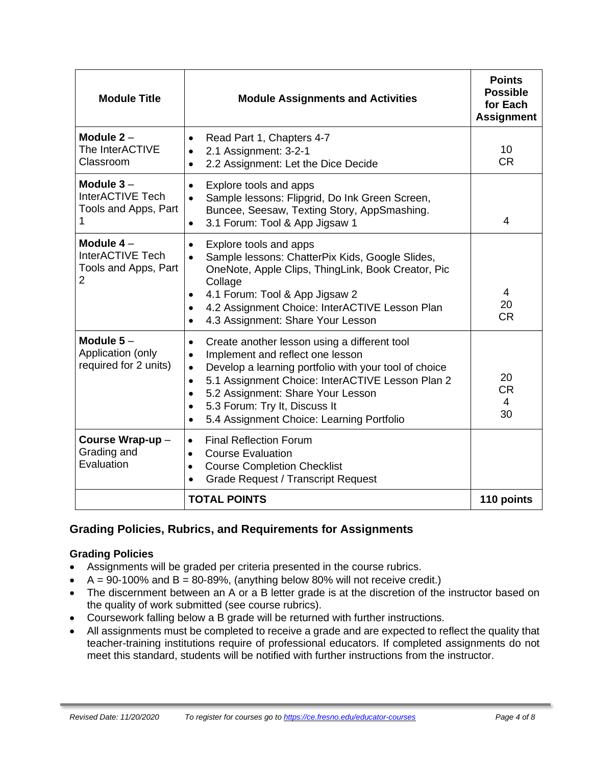| Module Title | Module Assignments and Activities | Points Possible for Each Assignment |
|---|---|---|
| **Module 2** – The InterACTIVE Classroom | • Read Part 1, Chapters 4-7<br>• 2.1 Assignment: 3-2-1<br>• 2.2 Assignment: Let the Dice Decide | 10<br>CR |
| **Module 3** – InterACTIVE Tech Tools and Apps, Part 1 | • Explore tools and apps<br>• Sample lessons: Flipgrid, Do Ink Green Screen, Buncee, Seesaw, Texting Story, AppSmashing.<br>• 3.1 Forum: Tool & App Jigsaw 1 | 4 |
| **Module 4** – InterACTIVE Tech Tools and Apps, Part 2 | • Explore tools and apps<br>• Sample lessons: ChatterPix Kids, Google Slides, OneNote, Apple Clips, ThingLink, Book Creator, Pic Collage<br>• 4.1 Forum: Tool & App Jigsaw 2<br>• 4.2 Assignment Choice: InterACTIVE Lesson Plan<br>• 4.3 Assignment: Share Your Lesson | 4<br>20<br>CR |
| **Module 5** – Application (only required for 2 units) | • Create another lesson using a different tool<br>• Implement and reflect one lesson<br>• Develop a learning portfolio with your tool of choice<br>• 5.1 Assignment Choice: InterACTIVE Lesson Plan 2<br>• 5.2 Assignment: Share Your Lesson<br>• 5.3 Forum: Try It, Discuss It<br>• 5.4 Assignment Choice: Learning Portfolio | 20<br>CR<br>4<br>30 |
| **Course Wrap-up** – Grading and Evaluation | • Final Reflection Forum<br>• Course Evaluation<br>• Course Completion Checklist<br>• Grade Request / Transcript Request | |
| | **TOTAL POINTS** | **110 points** |

## Grading Policies, Rubrics, and Requirements for Assignments

### Grading Policies

- Assignments will be graded per criteria presented in the course rubrics.
- A = 90-100% and B = 80-89%, (anything below 80% will not receive credit.)
- The discernment between an A or a B letter grade is at the discretion of the instructor based on the quality of work submitted (see course rubrics).
- Coursework falling below a B grade will be returned with further instructions.
- All assignments must be completed to receive a grade and are expected to reflect the quality that teacher-training institutions require of professional educators. If completed assignments do not meet this standard, students will be notified with further instructions from the instructor.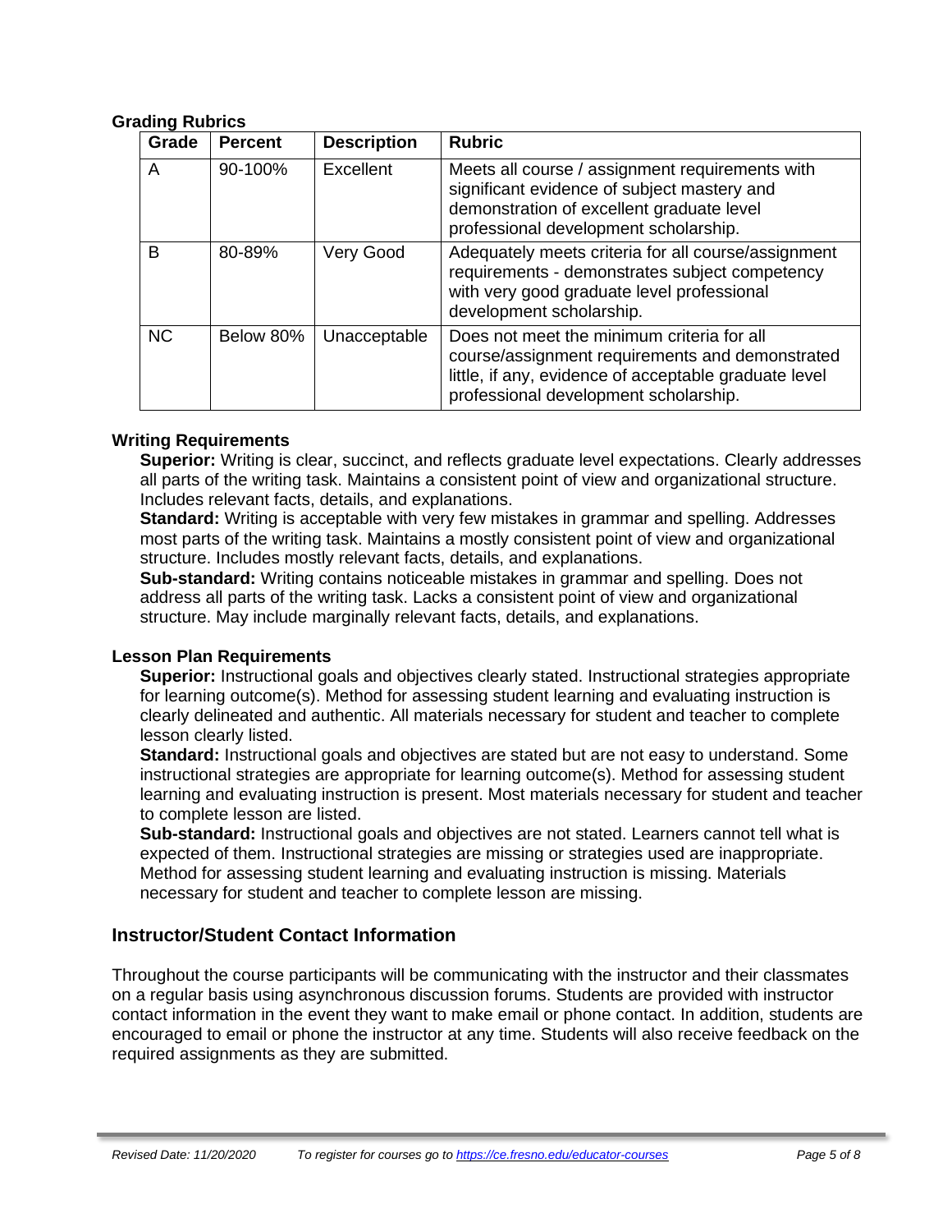### Grading Rubrics

| Grade | Percent | Description | Rubric |
|---|---|---|---|
| A | 90-100% | Excellent | Meets all course / assignment requirements with significant evidence of subject mastery and demonstration of excellent graduate level professional development scholarship. |
| B | 80-89% | Very Good | Adequately meets criteria for all course/assignment requirements - demonstrates subject competency with very good graduate level professional development scholarship. |
| NC | Below 80% | Unacceptable | Does not meet the minimum criteria for all course/assignment requirements and demonstrated little, if any, evidence of acceptable graduate level professional development scholarship. |

### Writing Requirements

**Superior:** Writing is clear, succinct, and reflects graduate level expectations. Clearly addresses all parts of the writing task. Maintains a consistent point of view and organizational structure. Includes relevant facts, details, and explanations.

**Standard:** Writing is acceptable with very few mistakes in grammar and spelling. Addresses most parts of the writing task. Maintains a mostly consistent point of view and organizational structure. Includes mostly relevant facts, details, and explanations.

**Sub-standard:** Writing contains noticeable mistakes in grammar and spelling. Does not address all parts of the writing task. Lacks a consistent point of view and organizational structure. May include marginally relevant facts, details, and explanations.

### Lesson Plan Requirements

**Superior:** Instructional goals and objectives clearly stated. Instructional strategies appropriate for learning outcome(s). Method for assessing student learning and evaluating instruction is clearly delineated and authentic. All materials necessary for student and teacher to complete lesson clearly listed.

**Standard:** Instructional goals and objectives are stated but are not easy to understand. Some instructional strategies are appropriate for learning outcome(s). Method for assessing student learning and evaluating instruction is present. Most materials necessary for student and teacher to complete lesson are listed.

**Sub-standard:** Instructional goals and objectives are not stated. Learners cannot tell what is expected of them. Instructional strategies are missing or strategies used are inappropriate. Method for assessing student learning and evaluating instruction is missing. Materials necessary for student and teacher to complete lesson are missing.

## Instructor/Student Contact Information

Throughout the course participants will be communicating with the instructor and their classmates on a regular basis using asynchronous discussion forums. Students are provided with instructor contact information in the event they want to make email or phone contact. In addition, students are encouraged to email or phone the instructor at any time. Students will also receive feedback on the required assignments as they are submitted.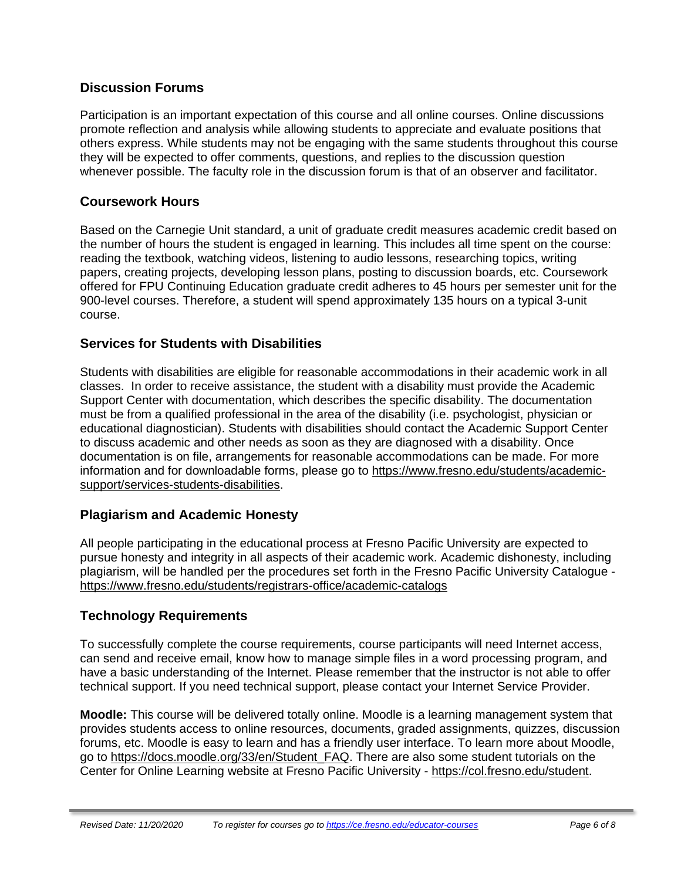## Discussion Forums

Participation is an important expectation of this course and all online courses. Online discussions promote reflection and analysis while allowing students to appreciate and evaluate positions that others express. While students may not be engaging with the same students throughout this course they will be expected to offer comments, questions, and replies to the discussion question whenever possible. The faculty role in the discussion forum is that of an observer and facilitator.

## Coursework Hours

Based on the Carnegie Unit standard, a unit of graduate credit measures academic credit based on the number of hours the student is engaged in learning. This includes all time spent on the course: reading the textbook, watching videos, listening to audio lessons, researching topics, writing papers, creating projects, developing lesson plans, posting to discussion boards, etc. Coursework offered for FPU Continuing Education graduate credit adheres to 45 hours per semester unit for the 900-level courses. Therefore, a student will spend approximately 135 hours on a typical 3-unit course.

## Services for Students with Disabilities

Students with disabilities are eligible for reasonable accommodations in their academic work in all classes. In order to receive assistance, the student with a disability must provide the Academic Support Center with documentation, which describes the specific disability. The documentation must be from a qualified professional in the area of the disability (i.e. psychologist, physician or educational diagnostician). Students with disabilities should contact the Academic Support Center to discuss academic and other needs as soon as they are diagnosed with a disability. Once documentation is on file, arrangements for reasonable accommodations can be made. For more information and for downloadable forms, please go to https://www.fresno.edu/students/academic-support/services-students-disabilities.

## Plagiarism and Academic Honesty

All people participating in the educational process at Fresno Pacific University are expected to pursue honesty and integrity in all aspects of their academic work. Academic dishonesty, including plagiarism, will be handled per the procedures set forth in the Fresno Pacific University Catalogue - https://www.fresno.edu/students/registrars-office/academic-catalogs

## Technology Requirements

To successfully complete the course requirements, course participants will need Internet access, can send and receive email, know how to manage simple files in a word processing program, and have a basic understanding of the Internet. Please remember that the instructor is not able to offer technical support. If you need technical support, please contact your Internet Service Provider.

**Moodle:** This course will be delivered totally online. Moodle is a learning management system that provides students access to online resources, documents, graded assignments, quizzes, discussion forums, etc. Moodle is easy to learn and has a friendly user interface. To learn more about Moodle, go to https://docs.moodle.org/33/en/Student_FAQ. There are also some student tutorials on the Center for Online Learning website at Fresno Pacific University - https://col.fresno.edu/student.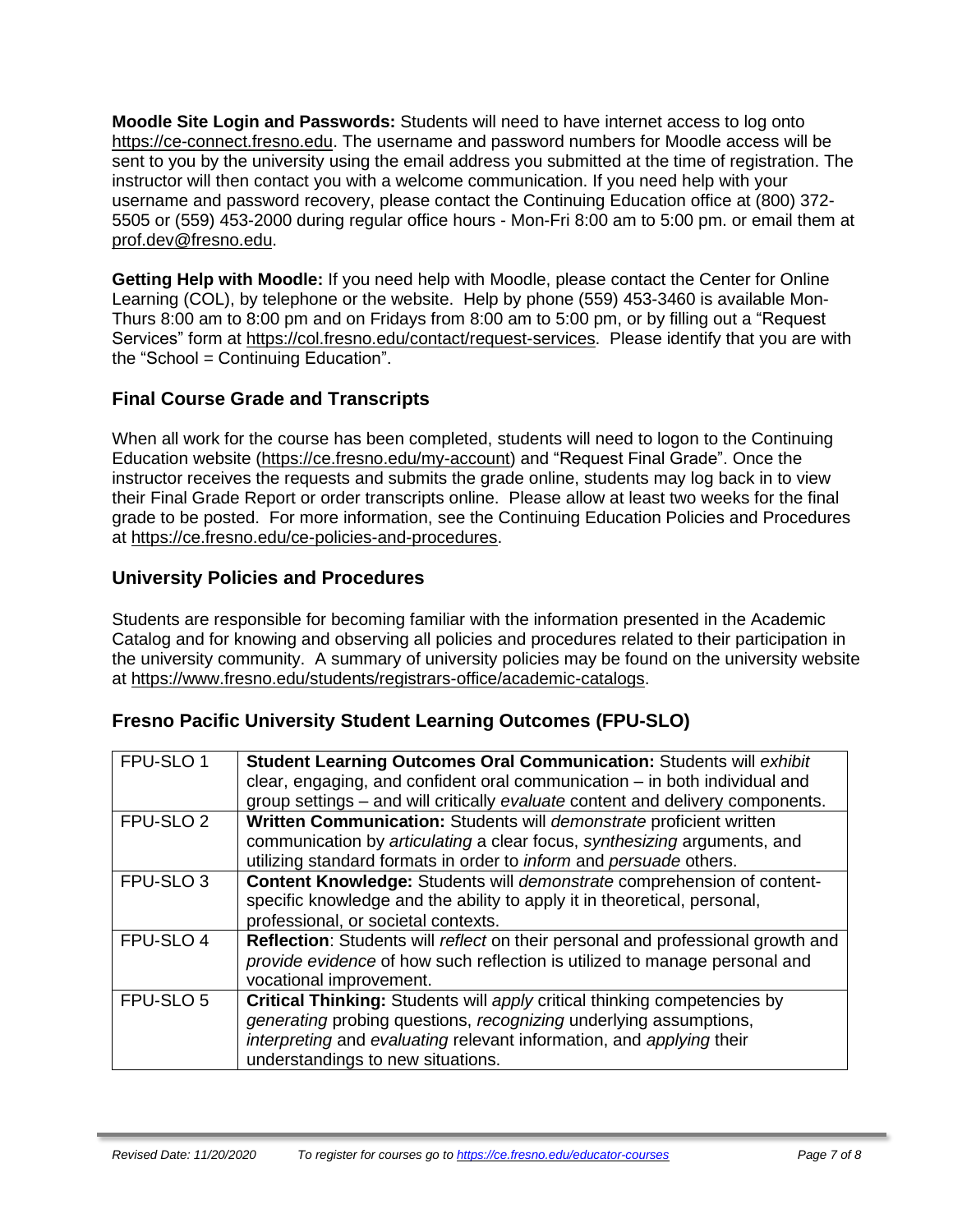**Moodle Site Login and Passwords:** Students will need to have internet access to log onto https://ce-connect.fresno.edu. The username and password numbers for Moodle access will be sent to you by the university using the email address you submitted at the time of registration. The instructor will then contact you with a welcome communication. If you need help with your username and password recovery, please contact the Continuing Education office at (800) 372-5505 or (559) 453-2000 during regular office hours - Mon-Fri 8:00 am to 5:00 pm. or email them at prof.dev@fresno.edu.

**Getting Help with Moodle:** If you need help with Moodle, please contact the Center for Online Learning (COL), by telephone or the website. Help by phone (559) 453-3460 is available Mon-Thurs 8:00 am to 8:00 pm and on Fridays from 8:00 am to 5:00 pm, or by filling out a "Request Services" form at https://col.fresno.edu/contact/request-services. Please identify that you are with the "School = Continuing Education".

## Final Course Grade and Transcripts

When all work for the course has been completed, students will need to logon to the Continuing Education website (https://ce.fresno.edu/my-account) and "Request Final Grade". Once the instructor receives the requests and submits the grade online, students may log back in to view their Final Grade Report or order transcripts online. Please allow at least two weeks for the final grade to be posted. For more information, see the Continuing Education Policies and Procedures at https://ce.fresno.edu/ce-policies-and-procedures.

## University Policies and Procedures

Students are responsible for becoming familiar with the information presented in the Academic Catalog and for knowing and observing all policies and procedures related to their participation in the university community. A summary of university policies may be found on the university website at https://www.fresno.edu/students/registrars-office/academic-catalogs.

## Fresno Pacific University Student Learning Outcomes (FPU-SLO)

| | |
|---|---|
| FPU-SLO 1 | **Student Learning Outcomes Oral Communication:** Students will *exhibit* clear, engaging, and confident oral communication – in both individual and group settings – and will critically *evaluate* content and delivery components. |
| FPU-SLO 2 | **Written Communication:** Students will *demonstrate* proficient written communication by *articulating* a clear focus, *synthesizing* arguments, and utilizing standard formats in order to *inform* and *persuade* others. |
| FPU-SLO 3 | **Content Knowledge:** Students will *demonstrate* comprehension of content-specific knowledge and the ability to apply it in theoretical, personal, professional, or societal contexts. |
| FPU-SLO 4 | **Reflection**: Students will *reflect* on their personal and professional growth and *provide evidence* of how such reflection is utilized to manage personal and vocational improvement. |
| FPU-SLO 5 | **Critical Thinking:** Students will *apply* critical thinking competencies by *generating* probing questions, *recognizing* underlying assumptions, *interpreting* and *evaluating* relevant information, and *applying* their understandings to new situations. |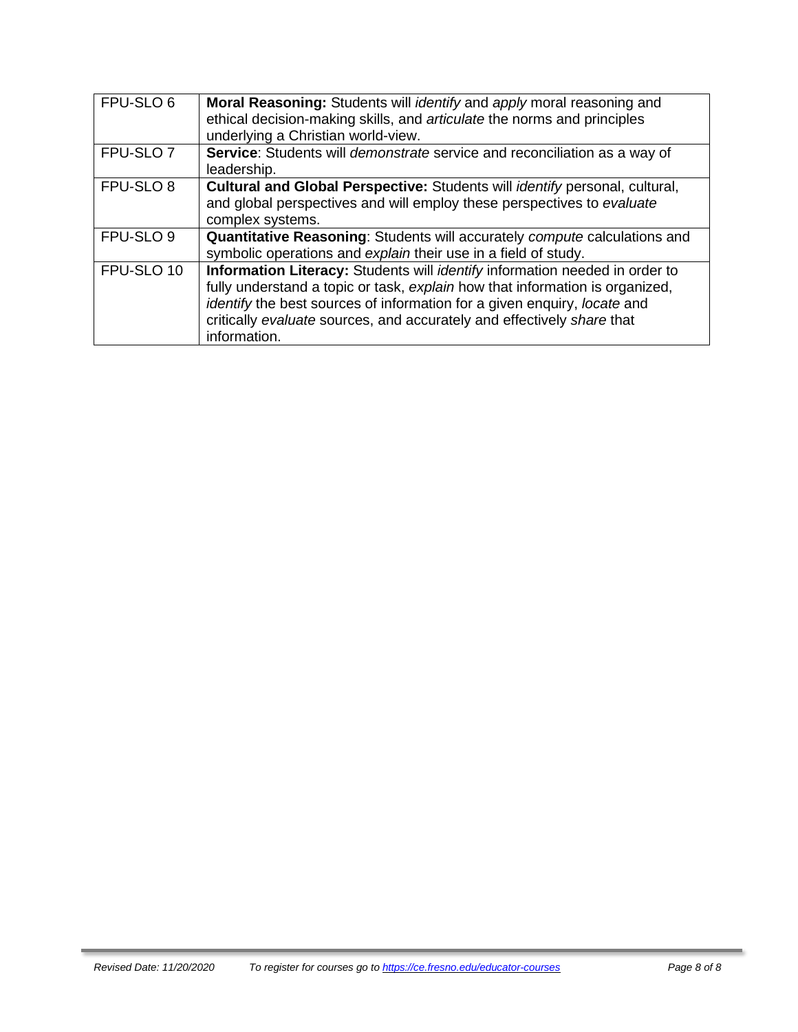| | |
|---|---|
| FPU-SLO 6 | **Moral Reasoning:** Students will *identify* and *apply* moral reasoning and ethical decision-making skills, and *articulate* the norms and principles underlying a Christian world-view. |
| FPU-SLO 7 | **Service**: Students will *demonstrate* service and reconciliation as a way of leadership. |
| FPU-SLO 8 | **Cultural and Global Perspective:** Students will *identify* personal, cultural, and global perspectives and will employ these perspectives to *evaluate* complex systems. |
| FPU-SLO 9 | **Quantitative Reasoning**: Students will accurately *compute* calculations and symbolic operations and *explain* their use in a field of study. |
| FPU-SLO 10 | **Information Literacy:** Students will *identify* information needed in order to fully understand a topic or task, *explain* how that information is organized, *identify* the best sources of information for a given enquiry, *locate* and critically *evaluate* sources, and accurately and effectively *share* that information. |